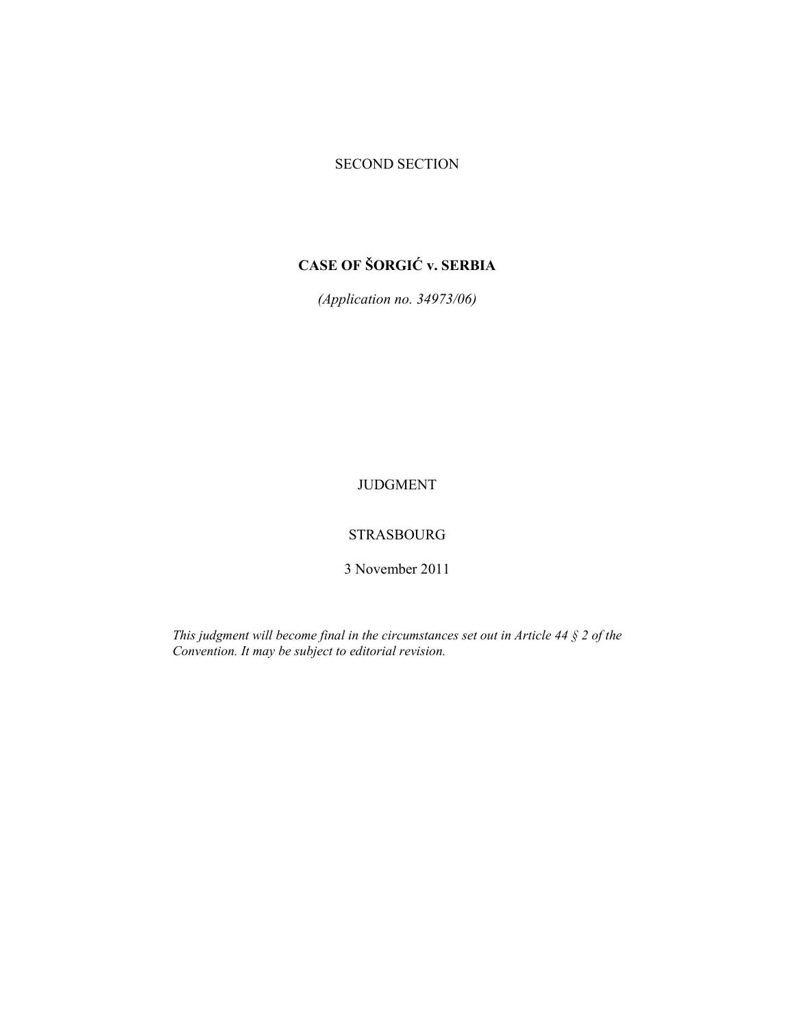SECOND SECTION

# CASE OF ŠORGIĆ v. SERBIA

*(Application no. 34973/06)*

JUDGMENT

STRASBOURG

3 November 2011

*This judgment will become final in the circumstances set out in Article 44 § 2 of the Convention. It may be subject to editorial revision.*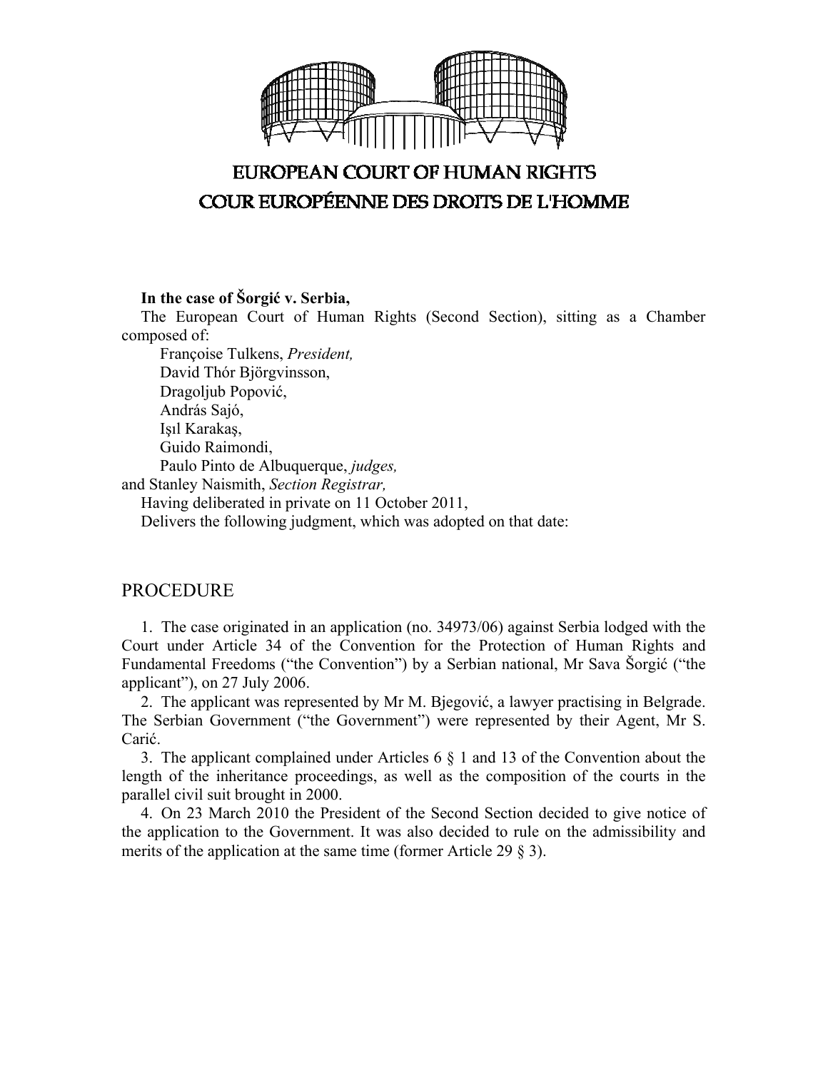EUROPEAN COURT OF HUMAN RIGHTS
COUR EUROPÉENNE DES DROITS DE L'HOMME

**In the case of Šorgić v. Serbia,**

The European Court of Human Rights (Second Section), sitting as a Chamber composed of:

Françoise Tulkens, *President,*
David Thór Björgvinsson,
Dragoljub Popović,
András Sajó,
Işıl Karakaş,
Guido Raimondi,
Paulo Pinto de Albuquerque, *judges,*
and Stanley Naismith, *Section Registrar,*

Having deliberated in private on 11 October 2011,

Delivers the following judgment, which was adopted on that date:

## PROCEDURE

1. The case originated in an application (no. 34973/06) against Serbia lodged with the Court under Article 34 of the Convention for the Protection of Human Rights and Fundamental Freedoms ("the Convention") by a Serbian national, Mr Sava Šorgić ("the applicant"), on 27 July 2006.

2. The applicant was represented by Mr M. Bjegović, a lawyer practising in Belgrade. The Serbian Government ("the Government") were represented by their Agent, Mr S. Carić.

3. The applicant complained under Articles 6 § 1 and 13 of the Convention about the length of the inheritance proceedings, as well as the composition of the courts in the parallel civil suit brought in 2000.

4. On 23 March 2010 the President of the Second Section decided to give notice of the application to the Government. It was also decided to rule on the admissibility and merits of the application at the same time (former Article 29 § 3).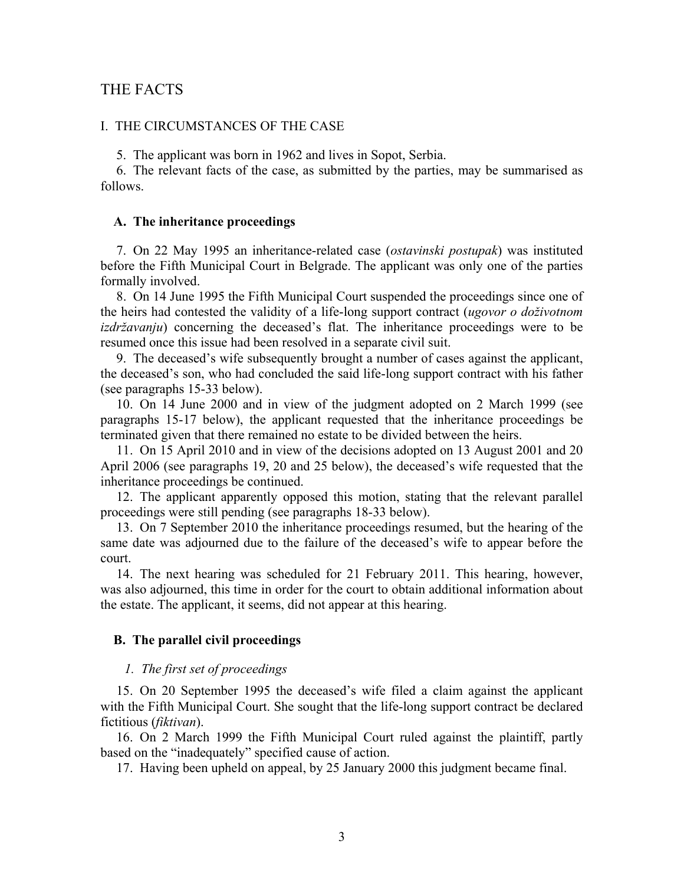## THE FACTS

### I. THE CIRCUMSTANCES OF THE CASE

5. The applicant was born in 1962 and lives in Sopot, Serbia.

6. The relevant facts of the case, as submitted by the parties, may be summarised as follows.

#### A. The inheritance proceedings

7. On 22 May 1995 an inheritance-related case (*ostavinski postupak*) was instituted before the Fifth Municipal Court in Belgrade. The applicant was only one of the parties formally involved.

8. On 14 June 1995 the Fifth Municipal Court suspended the proceedings since one of the heirs had contested the validity of a life-long support contract (*ugovor o doživotnom izdržavanju*) concerning the deceased's flat. The inheritance proceedings were to be resumed once this issue had been resolved in a separate civil suit.

9. The deceased's wife subsequently brought a number of cases against the applicant, the deceased's son, who had concluded the said life-long support contract with his father (see paragraphs 15-33 below).

10. On 14 June 2000 and in view of the judgment adopted on 2 March 1999 (see paragraphs 15-17 below), the applicant requested that the inheritance proceedings be terminated given that there remained no estate to be divided between the heirs.

11. On 15 April 2010 and in view of the decisions adopted on 13 August 2001 and 20 April 2006 (see paragraphs 19, 20 and 25 below), the deceased's wife requested that the inheritance proceedings be continued.

12. The applicant apparently opposed this motion, stating that the relevant parallel proceedings were still pending (see paragraphs 18-33 below).

13. On 7 September 2010 the inheritance proceedings resumed, but the hearing of the same date was adjourned due to the failure of the deceased's wife to appear before the court.

14. The next hearing was scheduled for 21 February 2011. This hearing, however, was also adjourned, this time in order for the court to obtain additional information about the estate. The applicant, it seems, did not appear at this hearing.

#### B. The parallel civil proceedings

##### *1. The first set of proceedings*

15. On 20 September 1995 the deceased's wife filed a claim against the applicant with the Fifth Municipal Court. She sought that the life-long support contract be declared fictitious (*fiktivan*).

16. On 2 March 1999 the Fifth Municipal Court ruled against the plaintiff, partly based on the "inadequately" specified cause of action.

17. Having been upheld on appeal, by 25 January 2000 this judgment became final.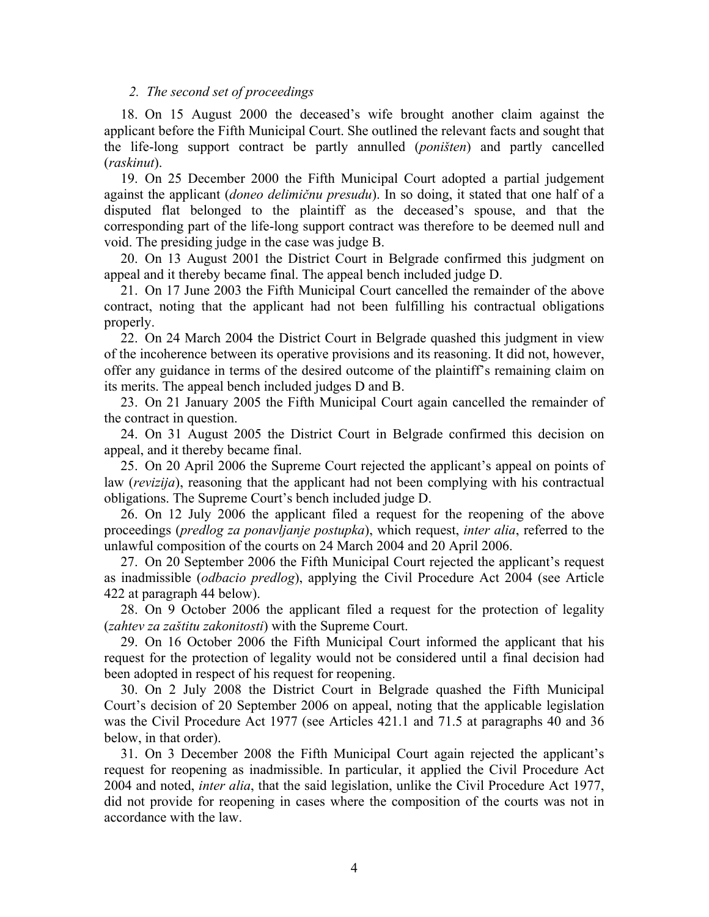### *2. The second set of proceedings*

18. On 15 August 2000 the deceased's wife brought another claim against the applicant before the Fifth Municipal Court. She outlined the relevant facts and sought that the life-long support contract be partly annulled (*poništen*) and partly cancelled (*raskinut*).

19. On 25 December 2000 the Fifth Municipal Court adopted a partial judgement against the applicant (*doneo delimičnu presudu*). In so doing, it stated that one half of a disputed flat belonged to the plaintiff as the deceased's spouse, and that the corresponding part of the life-long support contract was therefore to be deemed null and void. The presiding judge in the case was judge B.

20. On 13 August 2001 the District Court in Belgrade confirmed this judgment on appeal and it thereby became final. The appeal bench included judge D.

21. On 17 June 2003 the Fifth Municipal Court cancelled the remainder of the above contract, noting that the applicant had not been fulfilling his contractual obligations properly.

22. On 24 March 2004 the District Court in Belgrade quashed this judgment in view of the incoherence between its operative provisions and its reasoning. It did not, however, offer any guidance in terms of the desired outcome of the plaintiff's remaining claim on its merits. The appeal bench included judges D and B.

23. On 21 January 2005 the Fifth Municipal Court again cancelled the remainder of the contract in question.

24. On 31 August 2005 the District Court in Belgrade confirmed this decision on appeal, and it thereby became final.

25. On 20 April 2006 the Supreme Court rejected the applicant's appeal on points of law (*revizija*), reasoning that the applicant had not been complying with his contractual obligations. The Supreme Court's bench included judge D.

26. On 12 July 2006 the applicant filed a request for the reopening of the above proceedings (*predlog za ponavljanje postupka*), which request, *inter alia*, referred to the unlawful composition of the courts on 24 March 2004 and 20 April 2006.

27. On 20 September 2006 the Fifth Municipal Court rejected the applicant's request as inadmissible (*odbacio predlog*), applying the Civil Procedure Act 2004 (see Article 422 at paragraph 44 below).

28. On 9 October 2006 the applicant filed a request for the protection of legality (*zahtev za zaštitu zakonitosti*) with the Supreme Court.

29. On 16 October 2006 the Fifth Municipal Court informed the applicant that his request for the protection of legality would not be considered until a final decision had been adopted in respect of his request for reopening.

30. On 2 July 2008 the District Court in Belgrade quashed the Fifth Municipal Court's decision of 20 September 2006 on appeal, noting that the applicable legislation was the Civil Procedure Act 1977 (see Articles 421.1 and 71.5 at paragraphs 40 and 36 below, in that order).

31. On 3 December 2008 the Fifth Municipal Court again rejected the applicant's request for reopening as inadmissible. In particular, it applied the Civil Procedure Act 2004 and noted, *inter alia*, that the said legislation, unlike the Civil Procedure Act 1977, did not provide for reopening in cases where the composition of the courts was not in accordance with the law.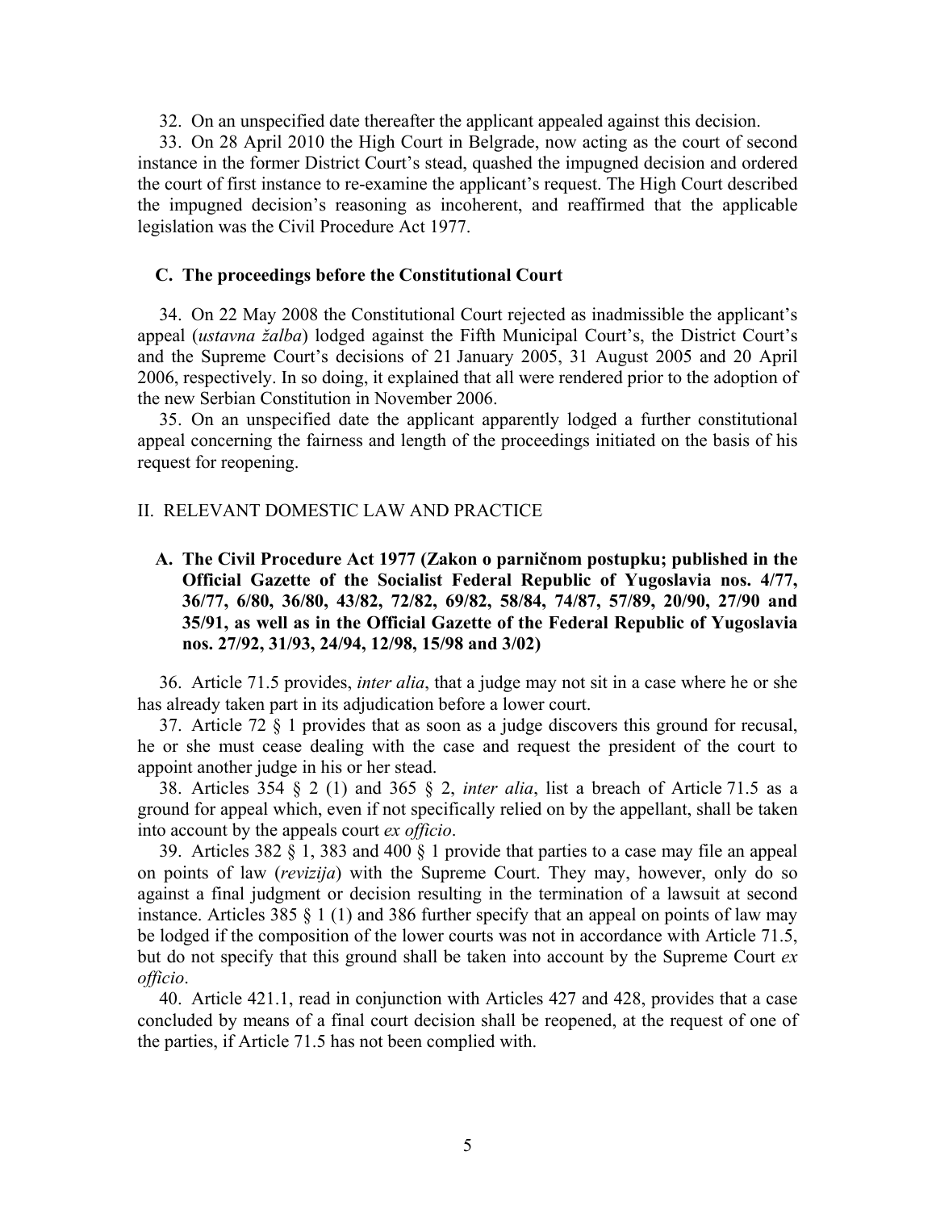32. On an unspecified date thereafter the applicant appealed against this decision.

33. On 28 April 2010 the High Court in Belgrade, now acting as the court of second instance in the former District Court's stead, quashed the impugned decision and ordered the court of first instance to re-examine the applicant's request. The High Court described the impugned decision's reasoning as incoherent, and reaffirmed that the applicable legislation was the Civil Procedure Act 1977.

### C. The proceedings before the Constitutional Court

34. On 22 May 2008 the Constitutional Court rejected as inadmissible the applicant's appeal (*ustavna žalba*) lodged against the Fifth Municipal Court's, the District Court's and the Supreme Court's decisions of 21 January 2005, 31 August 2005 and 20 April 2006, respectively. In so doing, it explained that all were rendered prior to the adoption of the new Serbian Constitution in November 2006.

35. On an unspecified date the applicant apparently lodged a further constitutional appeal concerning the fairness and length of the proceedings initiated on the basis of his request for reopening.

## II. RELEVANT DOMESTIC LAW AND PRACTICE

### A. The Civil Procedure Act 1977 (Zakon o parničnom postupku; published in the Official Gazette of the Socialist Federal Republic of Yugoslavia nos. 4/77, 36/77, 6/80, 36/80, 43/82, 72/82, 69/82, 58/84, 74/87, 57/89, 20/90, 27/90 and 35/91, as well as in the Official Gazette of the Federal Republic of Yugoslavia nos. 27/92, 31/93, 24/94, 12/98, 15/98 and 3/02)

36. Article 71.5 provides, *inter alia*, that a judge may not sit in a case where he or she has already taken part in its adjudication before a lower court.

37. Article 72 § 1 provides that as soon as a judge discovers this ground for recusal, he or she must cease dealing with the case and request the president of the court to appoint another judge in his or her stead.

38. Articles 354 § 2 (1) and 365 § 2, *inter alia*, list a breach of Article 71.5 as a ground for appeal which, even if not specifically relied on by the appellant, shall be taken into account by the appeals court *ex officio*.

39. Articles 382 § 1, 383 and 400 § 1 provide that parties to a case may file an appeal on points of law (*revizija*) with the Supreme Court. They may, however, only do so against a final judgment or decision resulting in the termination of a lawsuit at second instance. Articles 385 § 1 (1) and 386 further specify that an appeal on points of law may be lodged if the composition of the lower courts was not in accordance with Article 71.5, but do not specify that this ground shall be taken into account by the Supreme Court *ex officio*.

40. Article 421.1, read in conjunction with Articles 427 and 428, provides that a case concluded by means of a final court decision shall be reopened, at the request of one of the parties, if Article 71.5 has not been complied with.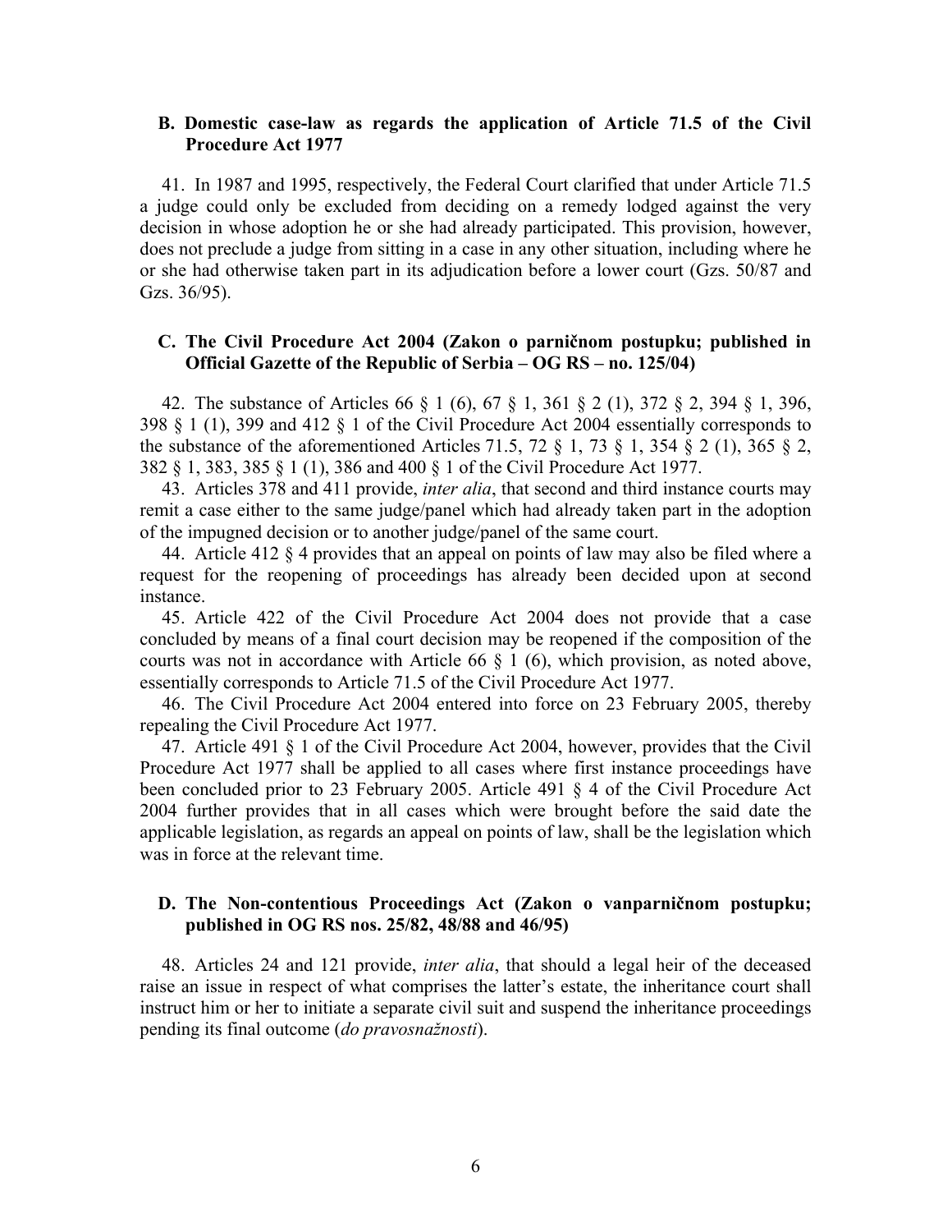### B. Domestic case-law as regards the application of Article 71.5 of the Civil Procedure Act 1977

41. In 1987 and 1995, respectively, the Federal Court clarified that under Article 71.5 a judge could only be excluded from deciding on a remedy lodged against the very decision in whose adoption he or she had already participated. This provision, however, does not preclude a judge from sitting in a case in any other situation, including where he or she had otherwise taken part in its adjudication before a lower court (Gzs. 50/87 and Gzs. 36/95).

### C. The Civil Procedure Act 2004 (Zakon o parničnom postupku; published in Official Gazette of the Republic of Serbia – OG RS – no. 125/04)

42. The substance of Articles 66 § 1 (6), 67 § 1, 361 § 2 (1), 372 § 2, 394 § 1, 396, 398 § 1 (1), 399 and 412 § 1 of the Civil Procedure Act 2004 essentially corresponds to the substance of the aforementioned Articles 71.5, 72 § 1, 73 § 1, 354 § 2 (1), 365 § 2, 382 § 1, 383, 385 § 1 (1), 386 and 400 § 1 of the Civil Procedure Act 1977.

43. Articles 378 and 411 provide, *inter alia*, that second and third instance courts may remit a case either to the same judge/panel which had already taken part in the adoption of the impugned decision or to another judge/panel of the same court.

44. Article 412 § 4 provides that an appeal on points of law may also be filed where a request for the reopening of proceedings has already been decided upon at second instance.

45. Article 422 of the Civil Procedure Act 2004 does not provide that a case concluded by means of a final court decision may be reopened if the composition of the courts was not in accordance with Article 66 § 1 (6), which provision, as noted above, essentially corresponds to Article 71.5 of the Civil Procedure Act 1977.

46. The Civil Procedure Act 2004 entered into force on 23 February 2005, thereby repealing the Civil Procedure Act 1977.

47. Article 491 § 1 of the Civil Procedure Act 2004, however, provides that the Civil Procedure Act 1977 shall be applied to all cases where first instance proceedings have been concluded prior to 23 February 2005. Article 491 § 4 of the Civil Procedure Act 2004 further provides that in all cases which were brought before the said date the applicable legislation, as regards an appeal on points of law, shall be the legislation which was in force at the relevant time.

### D. The Non-contentious Proceedings Act (Zakon o vanparničnom postupku; published in OG RS nos. 25/82, 48/88 and 46/95)

48. Articles 24 and 121 provide, *inter alia*, that should a legal heir of the deceased raise an issue in respect of what comprises the latter's estate, the inheritance court shall instruct him or her to initiate a separate civil suit and suspend the inheritance proceedings pending its final outcome (*do pravosnažnosti*).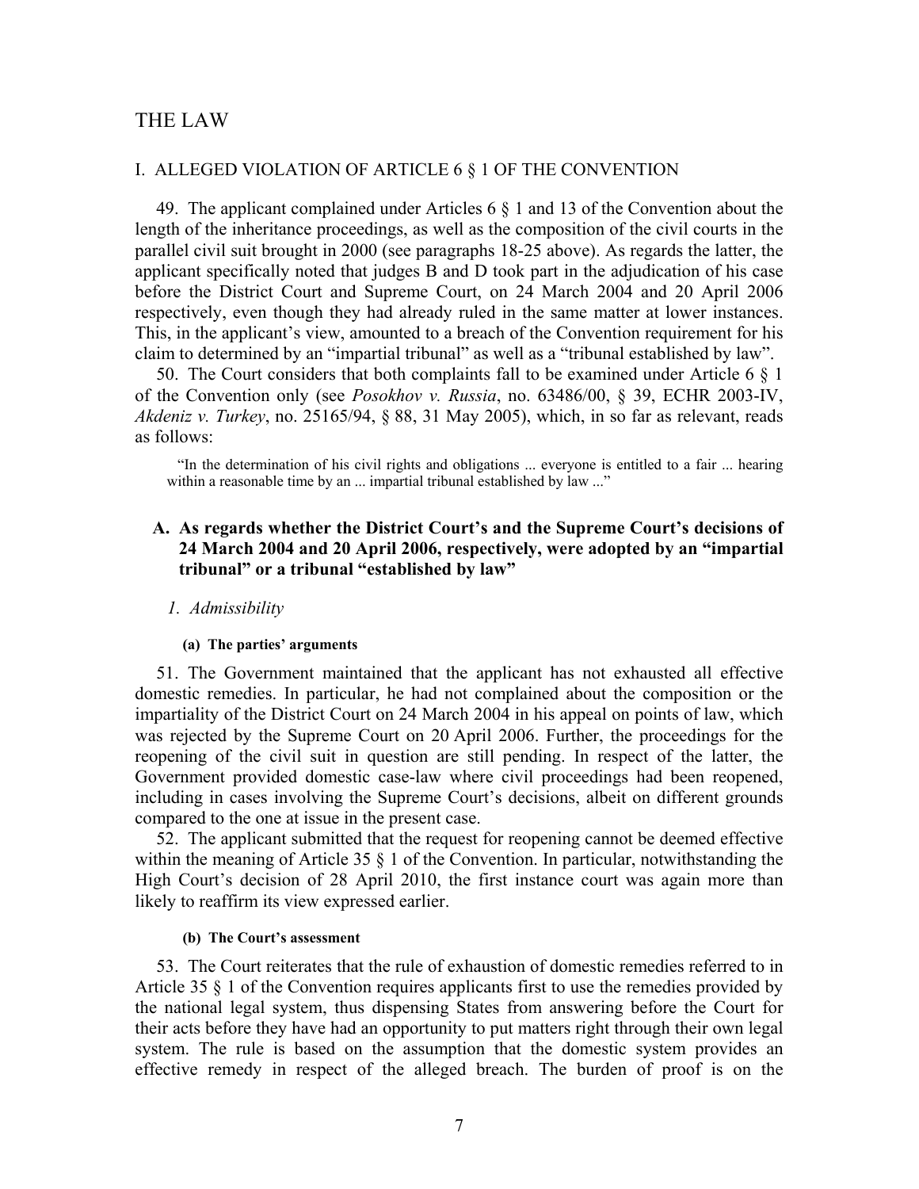# THE LAW

## I. ALLEGED VIOLATION OF ARTICLE 6 § 1 OF THE CONVENTION

49. The applicant complained under Articles 6 § 1 and 13 of the Convention about the length of the inheritance proceedings, as well as the composition of the civil courts in the parallel civil suit brought in 2000 (see paragraphs 18-25 above). As regards the latter, the applicant specifically noted that judges B and D took part in the adjudication of his case before the District Court and Supreme Court, on 24 March 2004 and 20 April 2006 respectively, even though they had already ruled in the same matter at lower instances. This, in the applicant's view, amounted to a breach of the Convention requirement for his claim to determined by an "impartial tribunal" as well as a "tribunal established by law".

50. The Court considers that both complaints fall to be examined under Article 6 § 1 of the Convention only (see *Posokhov v. Russia*, no. 63486/00, § 39, ECHR 2003-IV, *Akdeniz v. Turkey*, no. 25165/94, § 88, 31 May 2005), which, in so far as relevant, reads as follows:

> "In the determination of his civil rights and obligations ... everyone is entitled to a fair ... hearing within a reasonable time by an ... impartial tribunal established by law ..."

### A. As regards whether the District Court's and the Supreme Court's decisions of 24 March 2004 and 20 April 2006, respectively, were adopted by an "impartial tribunal" or a tribunal "established by law"

#### *1. Admissibility*

##### (a) The parties' arguments

51. The Government maintained that the applicant has not exhausted all effective domestic remedies. In particular, he had not complained about the composition or the impartiality of the District Court on 24 March 2004 in his appeal on points of law, which was rejected by the Supreme Court on 20 April 2006. Further, the proceedings for the reopening of the civil suit in question are still pending. In respect of the latter, the Government provided domestic case-law where civil proceedings had been reopened, including in cases involving the Supreme Court's decisions, albeit on different grounds compared to the one at issue in the present case.

52. The applicant submitted that the request for reopening cannot be deemed effective within the meaning of Article 35 § 1 of the Convention. In particular, notwithstanding the High Court's decision of 28 April 2010, the first instance court was again more than likely to reaffirm its view expressed earlier.

##### (b) The Court's assessment

53. The Court reiterates that the rule of exhaustion of domestic remedies referred to in Article 35 § 1 of the Convention requires applicants first to use the remedies provided by the national legal system, thus dispensing States from answering before the Court for their acts before they have had an opportunity to put matters right through their own legal system. The rule is based on the assumption that the domestic system provides an effective remedy in respect of the alleged breach. The burden of proof is on the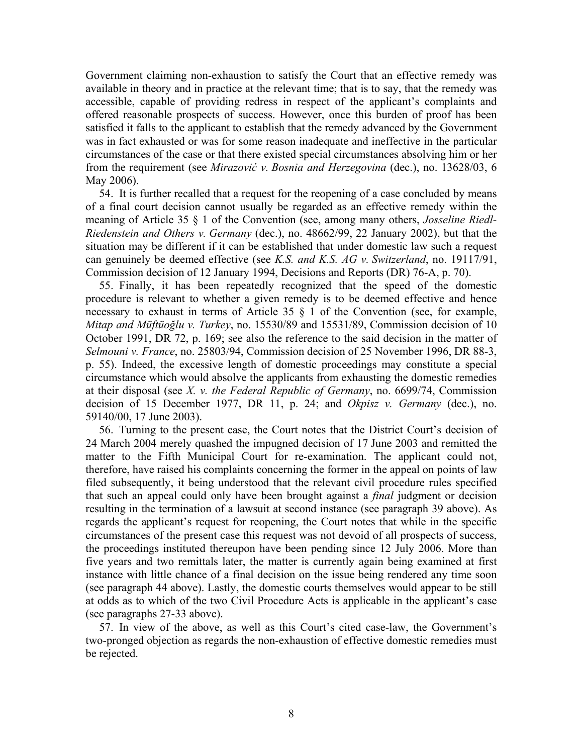Government claiming non-exhaustion to satisfy the Court that an effective remedy was available in theory and in practice at the relevant time; that is to say, that the remedy was accessible, capable of providing redress in respect of the applicant's complaints and offered reasonable prospects of success. However, once this burden of proof has been satisfied it falls to the applicant to establish that the remedy advanced by the Government was in fact exhausted or was for some reason inadequate and ineffective in the particular circumstances of the case or that there existed special circumstances absolving him or her from the requirement (see *Mirazović v. Bosnia and Herzegovina* (dec.), no. 13628/03, 6 May 2006).

54. It is further recalled that a request for the reopening of a case concluded by means of a final court decision cannot usually be regarded as an effective remedy within the meaning of Article 35 § 1 of the Convention (see, among many others, *Josseline Riedl-Riedenstein and Others v. Germany* (dec.), no. 48662/99, 22 January 2002), but that the situation may be different if it can be established that under domestic law such a request can genuinely be deemed effective (see *K.S. and K.S. AG v. Switzerland*, no. 19117/91, Commission decision of 12 January 1994, Decisions and Reports (DR) 76-A, p. 70).

55. Finally, it has been repeatedly recognized that the speed of the domestic procedure is relevant to whether a given remedy is to be deemed effective and hence necessary to exhaust in terms of Article 35 § 1 of the Convention (see, for example, *Mitap and Müftüoğlu v. Turkey*, no. 15530/89 and 15531/89, Commission decision of 10 October 1991, DR 72, p. 169; see also the reference to the said decision in the matter of *Selmouni v. France*, no. 25803/94, Commission decision of 25 November 1996, DR 88-3, p. 55). Indeed, the excessive length of domestic proceedings may constitute a special circumstance which would absolve the applicants from exhausting the domestic remedies at their disposal (see *X. v. the Federal Republic of Germany*, no. 6699/74, Commission decision of 15 December 1977, DR 11, p. 24; and *Okpisz v. Germany* (dec.), no. 59140/00, 17 June 2003).

56. Turning to the present case, the Court notes that the District Court's decision of 24 March 2004 merely quashed the impugned decision of 17 June 2003 and remitted the matter to the Fifth Municipal Court for re-examination. The applicant could not, therefore, have raised his complaints concerning the former in the appeal on points of law filed subsequently, it being understood that the relevant civil procedure rules specified that such an appeal could only have been brought against a *final* judgment or decision resulting in the termination of a lawsuit at second instance (see paragraph 39 above). As regards the applicant's request for reopening, the Court notes that while in the specific circumstances of the present case this request was not devoid of all prospects of success, the proceedings instituted thereupon have been pending since 12 July 2006. More than five years and two remittals later, the matter is currently again being examined at first instance with little chance of a final decision on the issue being rendered any time soon (see paragraph 44 above). Lastly, the domestic courts themselves would appear to be still at odds as to which of the two Civil Procedure Acts is applicable in the applicant's case (see paragraphs 27-33 above).

57. In view of the above, as well as this Court's cited case-law, the Government's two-pronged objection as regards the non-exhaustion of effective domestic remedies must be rejected.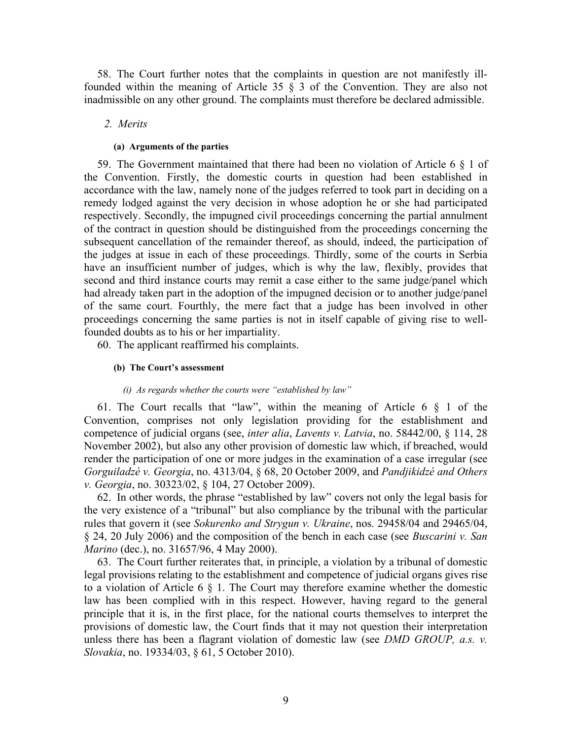58. The Court further notes that the complaints in question are not manifestly ill-founded within the meaning of Article 35 § 3 of the Convention. They are also not inadmissible on any other ground. The complaints must therefore be declared admissible.

### *2. Merits*

#### (a) Arguments of the parties

59. The Government maintained that there had been no violation of Article 6 § 1 of the Convention. Firstly, the domestic courts in question had been established in accordance with the law, namely none of the judges referred to took part in deciding on a remedy lodged against the very decision in whose adoption he or she had participated respectively. Secondly, the impugned civil proceedings concerning the partial annulment of the contract in question should be distinguished from the proceedings concerning the subsequent cancellation of the remainder thereof, as should, indeed, the participation of the judges at issue in each of these proceedings. Thirdly, some of the courts in Serbia have an insufficient number of judges, which is why the law, flexibly, provides that second and third instance courts may remit a case either to the same judge/panel which had already taken part in the adoption of the impugned decision or to another judge/panel of the same court. Fourthly, the mere fact that a judge has been involved in other proceedings concerning the same parties is not in itself capable of giving rise to well-founded doubts as to his or her impartiality.

60. The applicant reaffirmed his complaints.

#### (b) The Court's assessment

##### *(i) As regards whether the courts were "established by law"*

61. The Court recalls that "law", within the meaning of Article 6 § 1 of the Convention, comprises not only legislation providing for the establishment and competence of judicial organs (see, *inter alia*, *Lavents v. Latvia*, no. 58442/00, § 114, 28 November 2002), but also any other provision of domestic law which, if breached, would render the participation of one or more judges in the examination of a case irregular (see *Gorguiladzé v. Georgia*, no. 4313/04, § 68, 20 October 2009, and *Pandjikidzé and Others v. Georgia*, no. 30323/02, § 104, 27 October 2009).

62. In other words, the phrase "established by law" covers not only the legal basis for the very existence of a "tribunal" but also compliance by the tribunal with the particular rules that govern it (see *Sokurenko and Strygun v. Ukraine*, nos. 29458/04 and 29465/04, § 24, 20 July 2006) and the composition of the bench in each case (see *Buscarini v. San Marino* (dec.), no. 31657/96, 4 May 2000).

63. The Court further reiterates that, in principle, a violation by a tribunal of domestic legal provisions relating to the establishment and competence of judicial organs gives rise to a violation of Article 6 § 1. The Court may therefore examine whether the domestic law has been complied with in this respect. However, having regard to the general principle that it is, in the first place, for the national courts themselves to interpret the provisions of domestic law, the Court finds that it may not question their interpretation unless there has been a flagrant violation of domestic law (see *DMD GROUP, a.s. v. Slovakia*, no. 19334/03, § 61, 5 October 2010).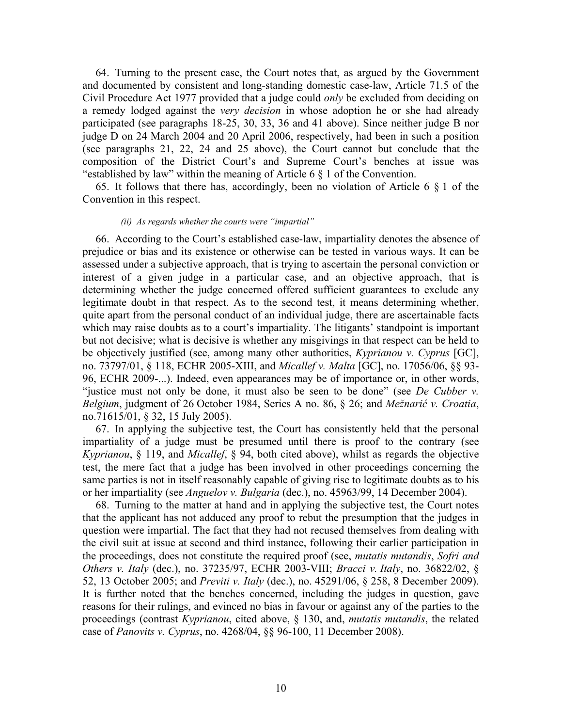64. Turning to the present case, the Court notes that, as argued by the Government and documented by consistent and long-standing domestic case-law, Article 71.5 of the Civil Procedure Act 1977 provided that a judge could *only* be excluded from deciding on a remedy lodged against the *very decision* in whose adoption he or she had already participated (see paragraphs 18-25, 30, 33, 36 and 41 above). Since neither judge B nor judge D on 24 March 2004 and 20 April 2006, respectively, had been in such a position (see paragraphs 21, 22, 24 and 25 above), the Court cannot but conclude that the composition of the District Court's and Supreme Court's benches at issue was "established by law" within the meaning of Article 6 § 1 of the Convention.

65. It follows that there has, accordingly, been no violation of Article 6 § 1 of the Convention in this respect.

##### *(ii) As regards whether the courts were "impartial"*

66. According to the Court's established case-law, impartiality denotes the absence of prejudice or bias and its existence or otherwise can be tested in various ways. It can be assessed under a subjective approach, that is trying to ascertain the personal conviction or interest of a given judge in a particular case, and an objective approach, that is determining whether the judge concerned offered sufficient guarantees to exclude any legitimate doubt in that respect. As to the second test, it means determining whether, quite apart from the personal conduct of an individual judge, there are ascertainable facts which may raise doubts as to a court's impartiality. The litigants' standpoint is important but not decisive; what is decisive is whether any misgivings in that respect can be held to be objectively justified (see, among many other authorities, *Kyprianou v. Cyprus* [GC], no. 73797/01, § 118, ECHR 2005-XIII, and *Micallef v. Malta* [GC], no. 17056/06, §§ 93-96, ECHR 2009-...). Indeed, even appearances may be of importance or, in other words, "justice must not only be done, it must also be seen to be done" (see *De Cubber v. Belgium*, judgment of 26 October 1984, Series A no. 86, § 26; and *Mežnarić v. Croatia*, no.71615/01, § 32, 15 July 2005).

67. In applying the subjective test, the Court has consistently held that the personal impartiality of a judge must be presumed until there is proof to the contrary (see *Kyprianou*, § 119, and *Micallef*, § 94, both cited above), whilst as regards the objective test, the mere fact that a judge has been involved in other proceedings concerning the same parties is not in itself reasonably capable of giving rise to legitimate doubts as to his or her impartiality (see *Anguelov v. Bulgaria* (dec.), no. 45963/99, 14 December 2004).

68. Turning to the matter at hand and in applying the subjective test, the Court notes that the applicant has not adduced any proof to rebut the presumption that the judges in question were impartial. The fact that they had not recused themselves from dealing with the civil suit at issue at second and third instance, following their earlier participation in the proceedings, does not constitute the required proof (see, *mutatis mutandis*, *Sofri and Others v. Italy* (dec.), no. 37235/97, ECHR 2003-VIII; *Bracci v. Italy*, no. 36822/02, § 52, 13 October 2005; and *Previti v. Italy* (dec.), no. 45291/06, § 258, 8 December 2009). It is further noted that the benches concerned, including the judges in question, gave reasons for their rulings, and evinced no bias in favour or against any of the parties to the proceedings (contrast *Kyprianou*, cited above, § 130, and, *mutatis mutandis*, the related case of *Panovits v. Cyprus*, no. 4268/04, §§ 96-100, 11 December 2008).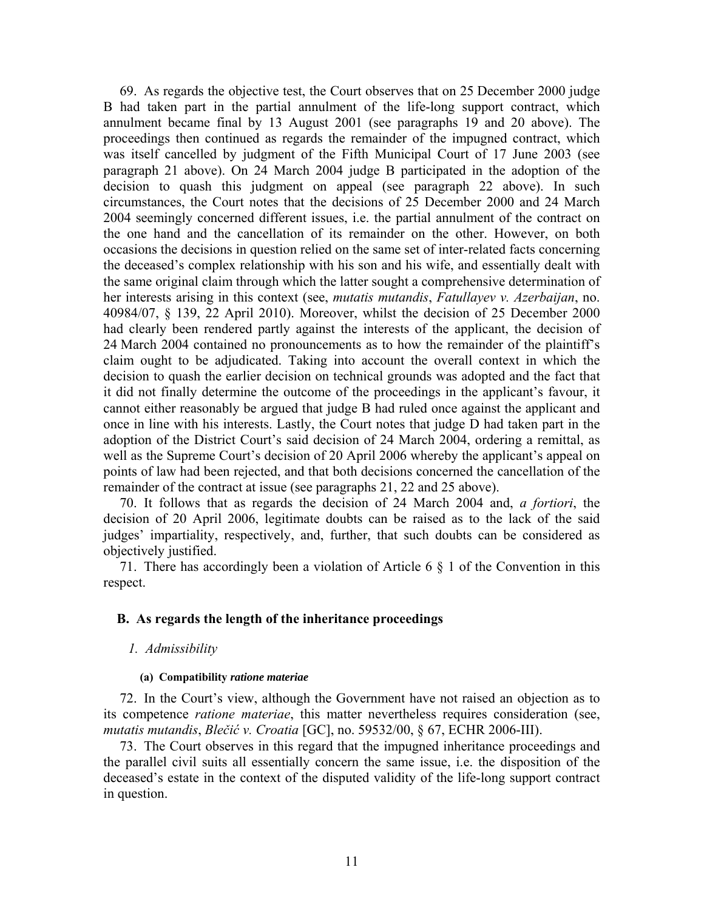69. As regards the objective test, the Court observes that on 25 December 2000 judge B had taken part in the partial annulment of the life-long support contract, which annulment became final by 13 August 2001 (see paragraphs 19 and 20 above). The proceedings then continued as regards the remainder of the impugned contract, which was itself cancelled by judgment of the Fifth Municipal Court of 17 June 2003 (see paragraph 21 above). On 24 March 2004 judge B participated in the adoption of the decision to quash this judgment on appeal (see paragraph 22 above). In such circumstances, the Court notes that the decisions of 25 December 2000 and 24 March 2004 seemingly concerned different issues, i.e. the partial annulment of the contract on the one hand and the cancellation of its remainder on the other. However, on both occasions the decisions in question relied on the same set of inter-related facts concerning the deceased's complex relationship with his son and his wife, and essentially dealt with the same original claim through which the latter sought a comprehensive determination of her interests arising in this context (see, *mutatis mutandis*, *Fatullayev v. Azerbaijan*, no. 40984/07, § 139, 22 April 2010). Moreover, whilst the decision of 25 December 2000 had clearly been rendered partly against the interests of the applicant, the decision of 24 March 2004 contained no pronouncements as to how the remainder of the plaintiff's claim ought to be adjudicated. Taking into account the overall context in which the decision to quash the earlier decision on technical grounds was adopted and the fact that it did not finally determine the outcome of the proceedings in the applicant's favour, it cannot either reasonably be argued that judge B had ruled once against the applicant and once in line with his interests. Lastly, the Court notes that judge D had taken part in the adoption of the District Court's said decision of 24 March 2004, ordering a remittal, as well as the Supreme Court's decision of 20 April 2006 whereby the applicant's appeal on points of law had been rejected, and that both decisions concerned the cancellation of the remainder of the contract at issue (see paragraphs 21, 22 and 25 above).

70. It follows that as regards the decision of 24 March 2004 and, *a fortiori*, the decision of 20 April 2006, legitimate doubts can be raised as to the lack of the said judges' impartiality, respectively, and, further, that such doubts can be considered as objectively justified.

71. There has accordingly been a violation of Article 6 § 1 of the Convention in this respect.

## B. As regards the length of the inheritance proceedings

### *1. Admissibility*

#### (a) Compatibility *ratione materiae*

72. In the Court's view, although the Government have not raised an objection as to its competence *ratione materiae*, this matter nevertheless requires consideration (see, *mutatis mutandis*, *Blečić v. Croatia* [GC], no. 59532/00, § 67, ECHR 2006-III).

73. The Court observes in this regard that the impugned inheritance proceedings and the parallel civil suits all essentially concern the same issue, i.e. the disposition of the deceased's estate in the context of the disputed validity of the life-long support contract in question.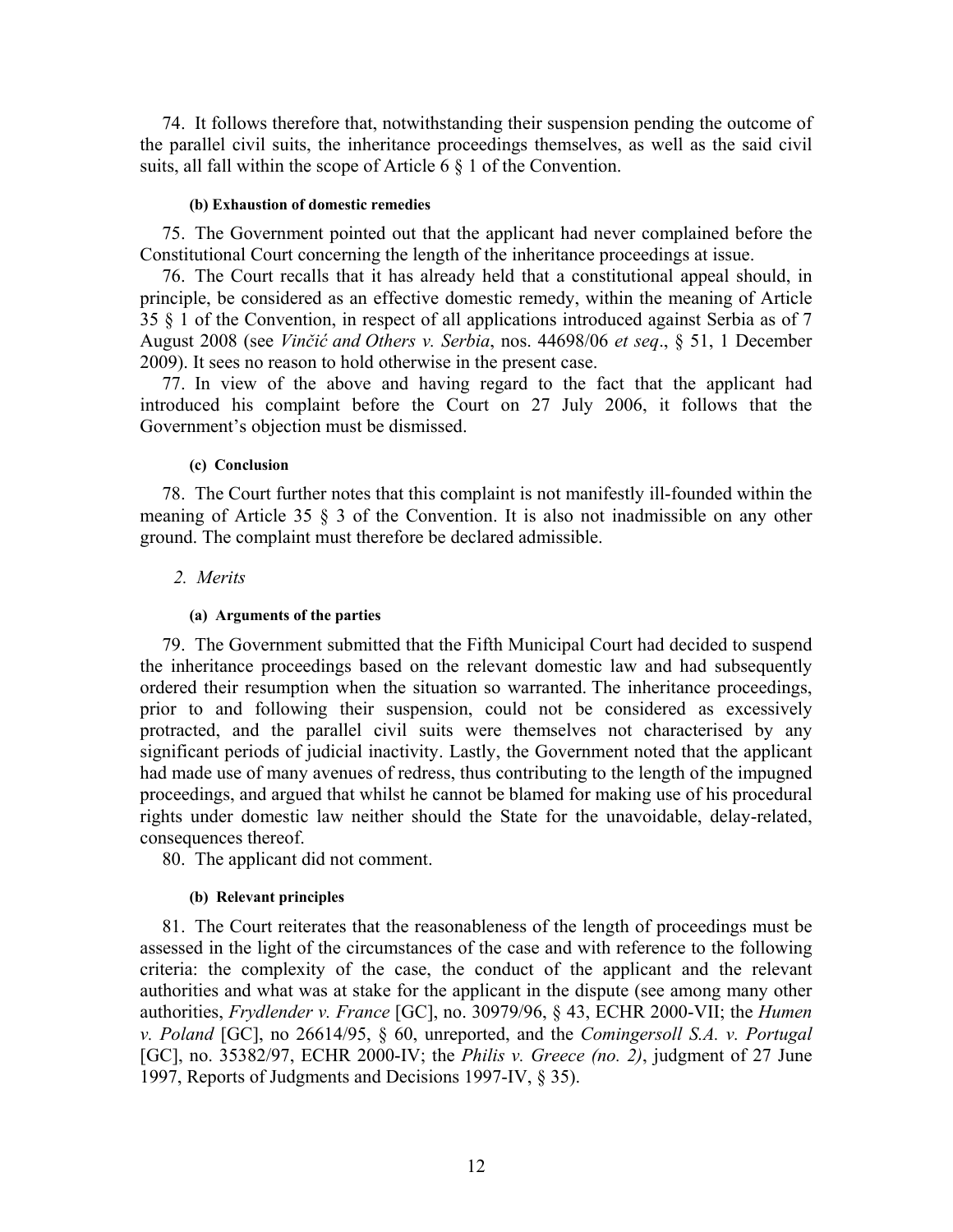74. It follows therefore that, notwithstanding their suspension pending the outcome of the parallel civil suits, the inheritance proceedings themselves, as well as the said civil suits, all fall within the scope of Article 6 § 1 of the Convention.

#### (b) Exhaustion of domestic remedies

75. The Government pointed out that the applicant had never complained before the Constitutional Court concerning the length of the inheritance proceedings at issue.

76. The Court recalls that it has already held that a constitutional appeal should, in principle, be considered as an effective domestic remedy, within the meaning of Article 35 § 1 of the Convention, in respect of all applications introduced against Serbia as of 7 August 2008 (see *Vinčić and Others v. Serbia*, nos. 44698/06 *et seq*., § 51, 1 December 2009). It sees no reason to hold otherwise in the present case.

77. In view of the above and having regard to the fact that the applicant had introduced his complaint before the Court on 27 July 2006, it follows that the Government's objection must be dismissed.

#### (c) Conclusion

78. The Court further notes that this complaint is not manifestly ill-founded within the meaning of Article 35 § 3 of the Convention. It is also not inadmissible on any other ground. The complaint must therefore be declared admissible.

### *2. Merits*

#### (a) Arguments of the parties

79. The Government submitted that the Fifth Municipal Court had decided to suspend the inheritance proceedings based on the relevant domestic law and had subsequently ordered their resumption when the situation so warranted. The inheritance proceedings, prior to and following their suspension, could not be considered as excessively protracted, and the parallel civil suits were themselves not characterised by any significant periods of judicial inactivity. Lastly, the Government noted that the applicant had made use of many avenues of redress, thus contributing to the length of the impugned proceedings, and argued that whilst he cannot be blamed for making use of his procedural rights under domestic law neither should the State for the unavoidable, delay-related, consequences thereof.

80. The applicant did not comment.

#### (b) Relevant principles

81. The Court reiterates that the reasonableness of the length of proceedings must be assessed in the light of the circumstances of the case and with reference to the following criteria: the complexity of the case, the conduct of the applicant and the relevant authorities and what was at stake for the applicant in the dispute (see among many other authorities, *Frydlender v. France* [GC], no. 30979/96, § 43, ECHR 2000-VII; the *Humen v. Poland* [GC], no 26614/95, § 60, unreported, and the *Comingersoll S.A. v. Portugal* [GC], no. 35382/97, ECHR 2000-IV; the *Philis v. Greece (no. 2)*, judgment of 27 June 1997, Reports of Judgments and Decisions 1997-IV, § 35).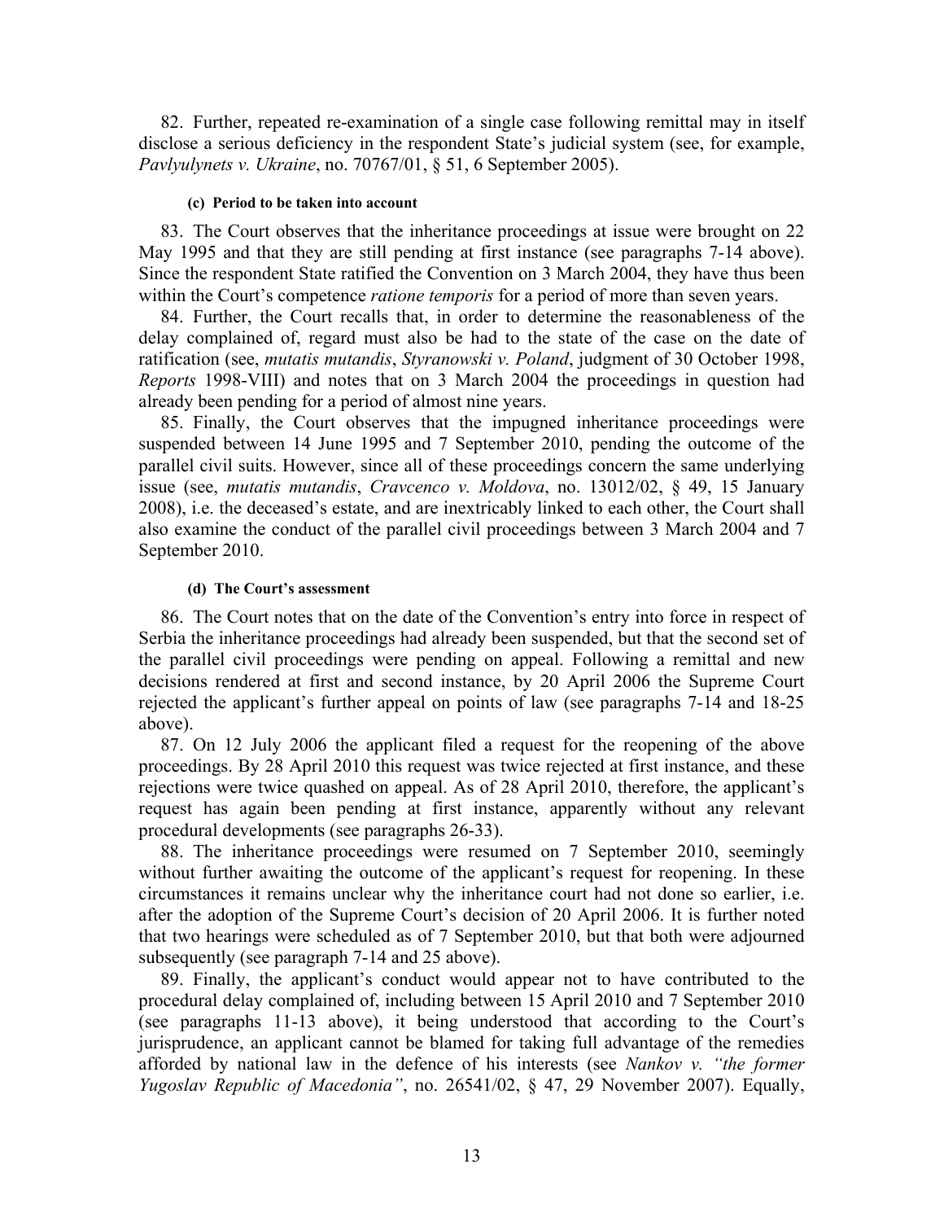82. Further, repeated re-examination of a single case following remittal may in itself disclose a serious deficiency in the respondent State's judicial system (see, for example, *Pavlyulynets v. Ukraine*, no. 70767/01, § 51, 6 September 2005).

#### (c) Period to be taken into account

83. The Court observes that the inheritance proceedings at issue were brought on 22 May 1995 and that they are still pending at first instance (see paragraphs 7-14 above). Since the respondent State ratified the Convention on 3 March 2004, they have thus been within the Court's competence *ratione temporis* for a period of more than seven years.

84. Further, the Court recalls that, in order to determine the reasonableness of the delay complained of, regard must also be had to the state of the case on the date of ratification (see, *mutatis mutandis*, *Styranowski v. Poland*, judgment of 30 October 1998, *Reports* 1998-VIII) and notes that on 3 March 2004 the proceedings in question had already been pending for a period of almost nine years.

85. Finally, the Court observes that the impugned inheritance proceedings were suspended between 14 June 1995 and 7 September 2010, pending the outcome of the parallel civil suits. However, since all of these proceedings concern the same underlying issue (see, *mutatis mutandis*, *Cravcenco v. Moldova*, no. 13012/02, § 49, 15 January 2008), i.e. the deceased's estate, and are inextricably linked to each other, the Court shall also examine the conduct of the parallel civil proceedings between 3 March 2004 and 7 September 2010.

#### (d) The Court's assessment

86. The Court notes that on the date of the Convention's entry into force in respect of Serbia the inheritance proceedings had already been suspended, but that the second set of the parallel civil proceedings were pending on appeal. Following a remittal and new decisions rendered at first and second instance, by 20 April 2006 the Supreme Court rejected the applicant's further appeal on points of law (see paragraphs 7-14 and 18-25 above).

87. On 12 July 2006 the applicant filed a request for the reopening of the above proceedings. By 28 April 2010 this request was twice rejected at first instance, and these rejections were twice quashed on appeal. As of 28 April 2010, therefore, the applicant's request has again been pending at first instance, apparently without any relevant procedural developments (see paragraphs 26-33).

88. The inheritance proceedings were resumed on 7 September 2010, seemingly without further awaiting the outcome of the applicant's request for reopening. In these circumstances it remains unclear why the inheritance court had not done so earlier, i.e. after the adoption of the Supreme Court's decision of 20 April 2006. It is further noted that two hearings were scheduled as of 7 September 2010, but that both were adjourned subsequently (see paragraph 7-14 and 25 above).

89. Finally, the applicant's conduct would appear not to have contributed to the procedural delay complained of, including between 15 April 2010 and 7 September 2010 (see paragraphs 11-13 above), it being understood that according to the Court's jurisprudence, an applicant cannot be blamed for taking full advantage of the remedies afforded by national law in the defence of his interests (see *Nankov v. "the former Yugoslav Republic of Macedonia"*, no. 26541/02, § 47, 29 November 2007). Equally,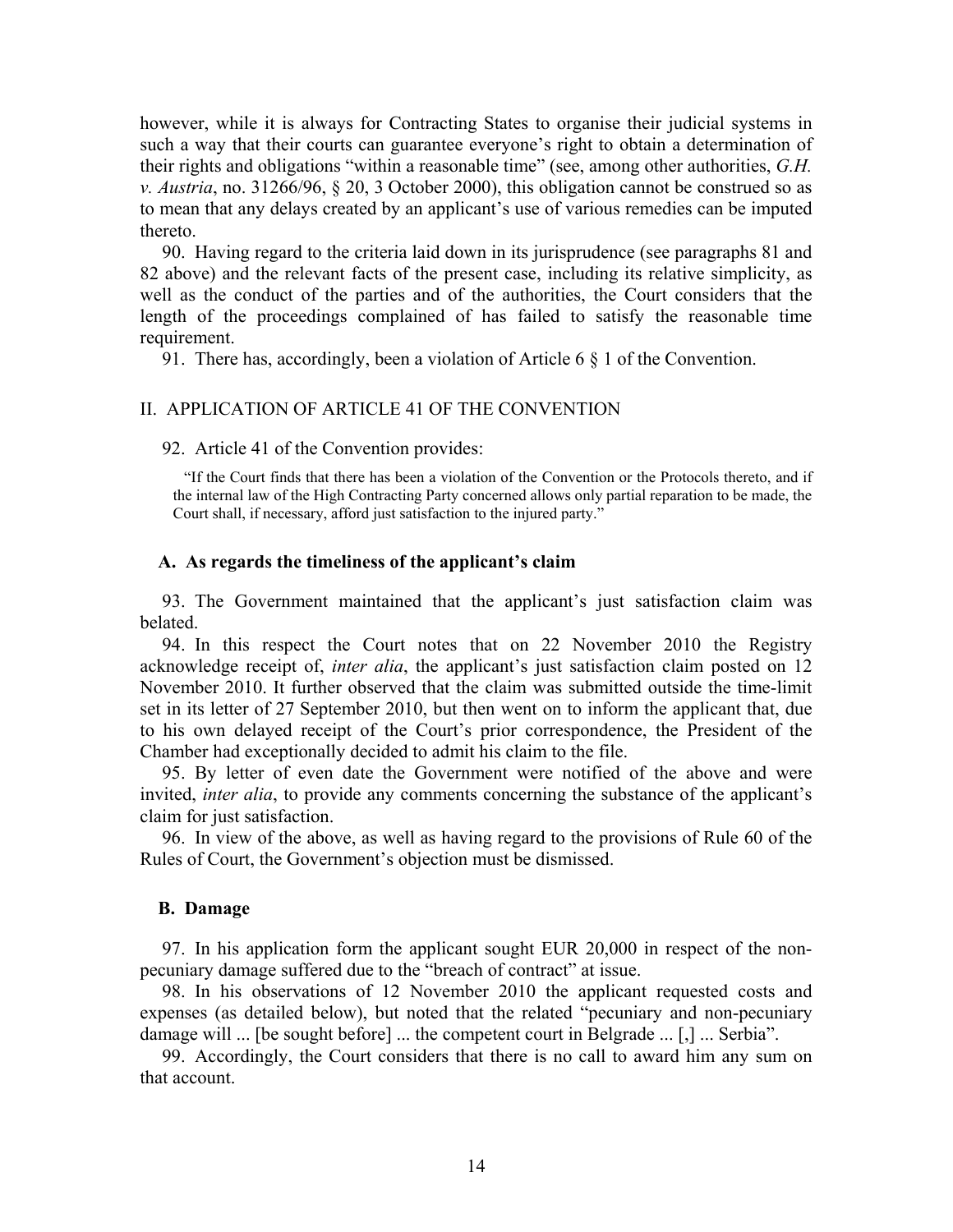however, while it is always for Contracting States to organise their judicial systems in such a way that their courts can guarantee everyone's right to obtain a determination of their rights and obligations "within a reasonable time" (see, among other authorities, *G.H. v. Austria*, no. 31266/96, § 20, 3 October 2000), this obligation cannot be construed so as to mean that any delays created by an applicant's use of various remedies can be imputed thereto.

90. Having regard to the criteria laid down in its jurisprudence (see paragraphs 81 and 82 above) and the relevant facts of the present case, including its relative simplicity, as well as the conduct of the parties and of the authorities, the Court considers that the length of the proceedings complained of has failed to satisfy the reasonable time requirement.

91. There has, accordingly, been a violation of Article 6 § 1 of the Convention.

## II. APPLICATION OF ARTICLE 41 OF THE CONVENTION

92. Article 41 of the Convention provides:

> "If the Court finds that there has been a violation of the Convention or the Protocols thereto, and if the internal law of the High Contracting Party concerned allows only partial reparation to be made, the Court shall, if necessary, afford just satisfaction to the injured party."

### A. As regards the timeliness of the applicant's claim

93. The Government maintained that the applicant's just satisfaction claim was belated.

94. In this respect the Court notes that on 22 November 2010 the Registry acknowledge receipt of, *inter alia*, the applicant's just satisfaction claim posted on 12 November 2010. It further observed that the claim was submitted outside the time-limit set in its letter of 27 September 2010, but then went on to inform the applicant that, due to his own delayed receipt of the Court's prior correspondence, the President of the Chamber had exceptionally decided to admit his claim to the file.

95. By letter of even date the Government were notified of the above and were invited, *inter alia*, to provide any comments concerning the substance of the applicant's claim for just satisfaction.

96. In view of the above, as well as having regard to the provisions of Rule 60 of the Rules of Court, the Government's objection must be dismissed.

### B. Damage

97. In his application form the applicant sought EUR 20,000 in respect of the non-pecuniary damage suffered due to the "breach of contract" at issue.

98. In his observations of 12 November 2010 the applicant requested costs and expenses (as detailed below), but noted that the related "pecuniary and non-pecuniary damage will ... [be sought before] ... the competent court in Belgrade ... [,] ... Serbia".

99. Accordingly, the Court considers that there is no call to award him any sum on that account.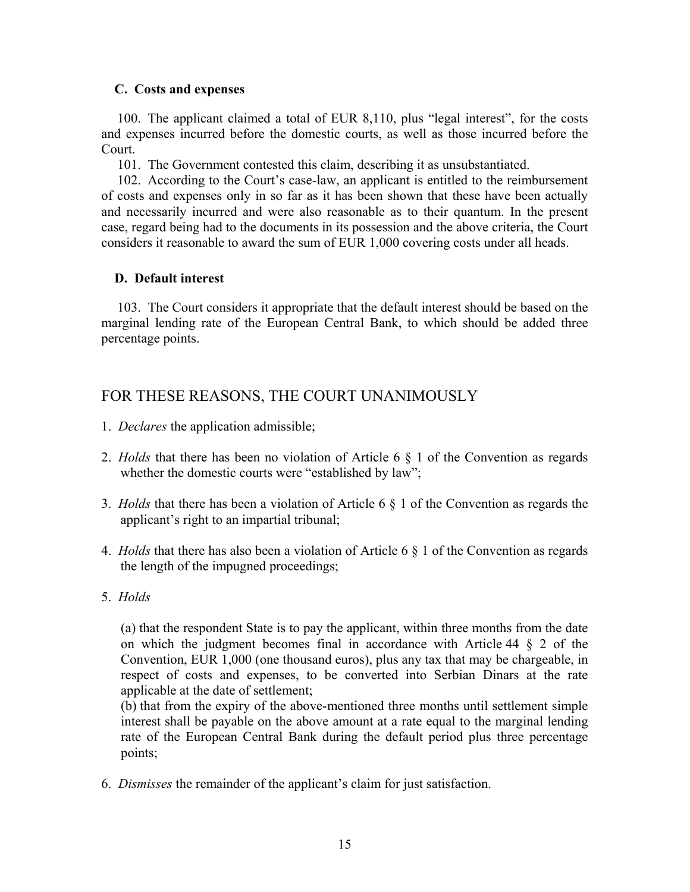### C. Costs and expenses

100. The applicant claimed a total of EUR 8,110, plus "legal interest", for the costs and expenses incurred before the domestic courts, as well as those incurred before the Court.

101. The Government contested this claim, describing it as unsubstantiated.

102. According to the Court's case-law, an applicant is entitled to the reimbursement of costs and expenses only in so far as it has been shown that these have been actually and necessarily incurred and were also reasonable as to their quantum. In the present case, regard being had to the documents in its possession and the above criteria, the Court considers it reasonable to award the sum of EUR 1,000 covering costs under all heads.

### D. Default interest

103. The Court considers it appropriate that the default interest should be based on the marginal lending rate of the European Central Bank, to which should be added three percentage points.

## FOR THESE REASONS, THE COURT UNANIMOUSLY

1. *Declares* the application admissible;

2. *Holds* that there has been no violation of Article 6 § 1 of the Convention as regards whether the domestic courts were "established by law";

3. *Holds* that there has been a violation of Article 6 § 1 of the Convention as regards the applicant's right to an impartial tribunal;

4. *Holds* that there has also been a violation of Article 6 § 1 of the Convention as regards the length of the impugned proceedings;

5. *Holds*

   (a) that the respondent State is to pay the applicant, within three months from the date on which the judgment becomes final in accordance with Article 44 § 2 of the Convention, EUR 1,000 (one thousand euros), plus any tax that may be chargeable, in respect of costs and expenses, to be converted into Serbian Dinars at the rate applicable at the date of settlement;
   (b) that from the expiry of the above-mentioned three months until settlement simple interest shall be payable on the above amount at a rate equal to the marginal lending rate of the European Central Bank during the default period plus three percentage points;

6. *Dismisses* the remainder of the applicant's claim for just satisfaction.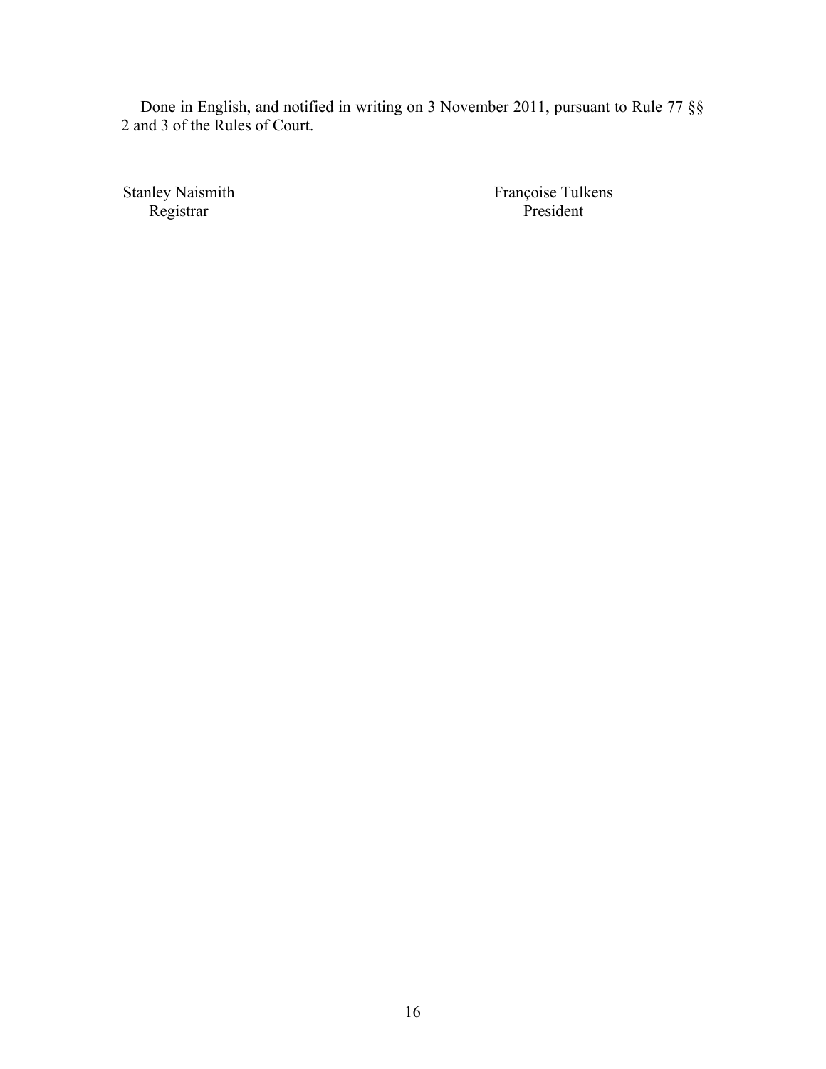Done in English, and notified in writing on 3 November 2011, pursuant to Rule 77 §§ 2 and 3 of the Rules of Court.

| | |
|---|---|
| Stanley Naismith | Françoise Tulkens |
| Registrar | President |